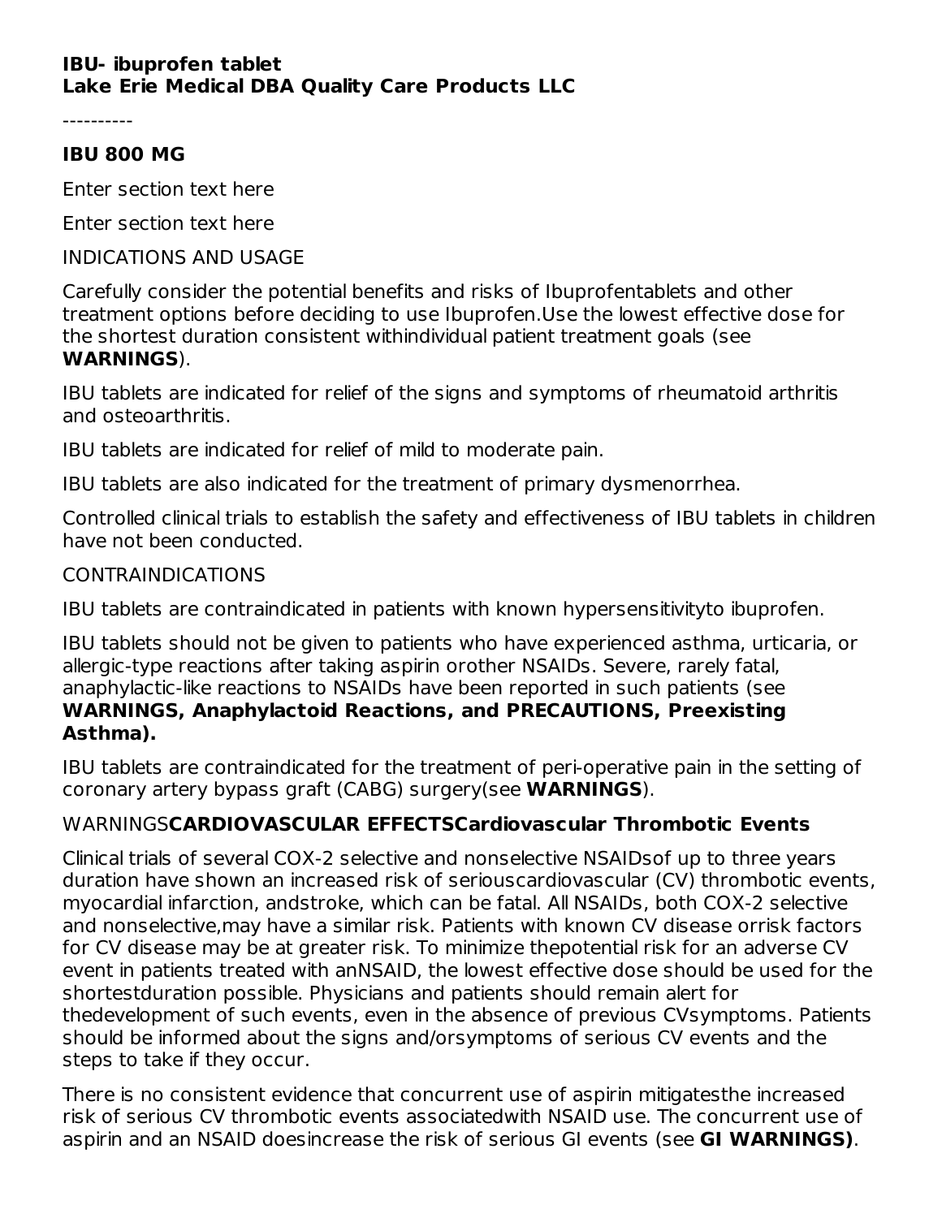**IBU- ibuprofen tablet**
**Lake Erie Medical DBA Quality Care Products LLC**

----------

## IBU 800 MG

Enter section text here

Enter section text here

INDICATIONS AND USAGE

Carefully consider the potential benefits and risks of Ibuprofentablets and other treatment options before deciding to use Ibuprofen.Use the lowest effective dose for the shortest duration consistent withindividual patient treatment goals (see **WARNINGS**).

IBU tablets are indicated for relief of the signs and symptoms of rheumatoid arthritis and osteoarthritis.

IBU tablets are indicated for relief of mild to moderate pain.

IBU tablets are also indicated for the treatment of primary dysmenorrhea.

Controlled clinical trials to establish the safety and effectiveness of IBU tablets in children have not been conducted.

CONTRAINDICATIONS

IBU tablets are contraindicated in patients with known hypersensitivityto ibuprofen.

IBU tablets should not be given to patients who have experienced asthma, urticaria, or allergic-type reactions after taking aspirin orother NSAIDs. Severe, rarely fatal, anaphylactic-like reactions to NSAIDs have been reported in such patients (see **WARNINGS, Anaphylactoid Reactions, and PRECAUTIONS, Preexisting Asthma).**

IBU tablets are contraindicated for the treatment of peri-operative pain in the setting of coronary artery bypass graft (CABG) surgery(see **WARNINGS**).

WARNINGS**CARDIOVASCULAR EFFECTSCardiovascular Thrombotic Events**

Clinical trials of several COX-2 selective and nonselective NSAIDsof up to three years duration have shown an increased risk of seriouscardiovascular (CV) thrombotic events, myocardial infarction, andstroke, which can be fatal. All NSAIDs, both COX-2 selective and nonselective,may have a similar risk. Patients with known CV disease orrisk factors for CV disease may be at greater risk. To minimize thepotential risk for an adverse CV event in patients treated with anNSAID, the lowest effective dose should be used for the shortestduration possible. Physicians and patients should remain alert for thedevelopment of such events, even in the absence of previous CVsymptoms. Patients should be informed about the signs and/orsymptoms of serious CV events and the steps to take if they occur.

There is no consistent evidence that concurrent use of aspirin mitigatesthe increased risk of serious CV thrombotic events associatedwith NSAID use. The concurrent use of aspirin and an NSAID doesincrease the risk of serious GI events (see **GI WARNINGS)**.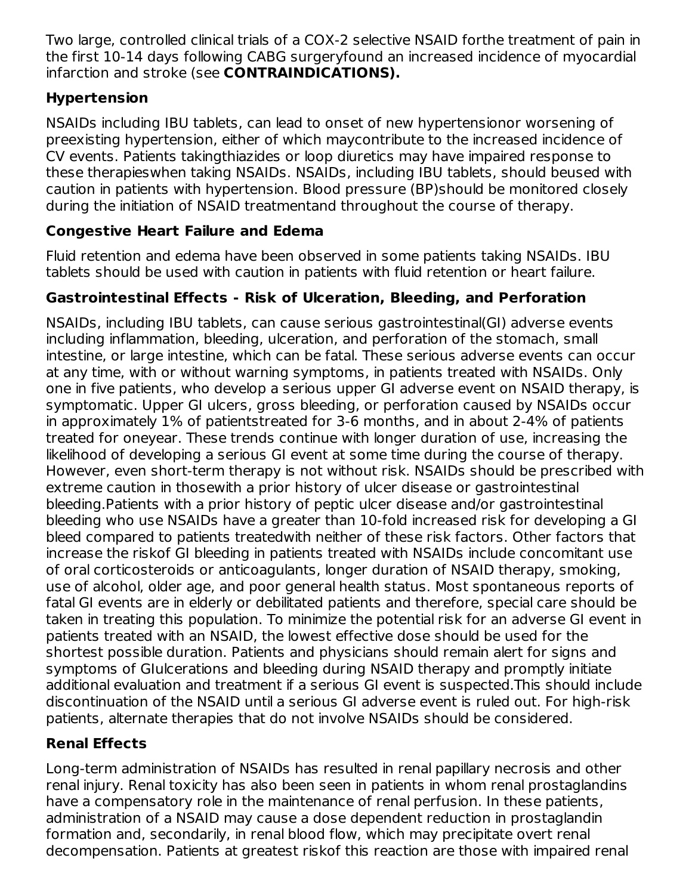Two large, controlled clinical trials of a COX-2 selective NSAID forthe treatment of pain in the first 10-14 days following CABG surgeryfound an increased incidence of myocardial infarction and stroke (see **CONTRAINDICATIONS).**

### Hypertension

NSAIDs including IBU tablets, can lead to onset of new hypertensionor worsening of preexisting hypertension, either of which maycontribute to the increased incidence of CV events. Patients takingthiazides or loop diuretics may have impaired response to these therapieswhen taking NSAIDs. NSAIDs, including IBU tablets, should beused with caution in patients with hypertension. Blood pressure (BP)should be monitored closely during the initiation of NSAID treatmentand throughout the course of therapy.

### Congestive Heart Failure and Edema

Fluid retention and edema have been observed in some patients taking NSAIDs. IBU tablets should be used with caution in patients with fluid retention or heart failure.

### Gastrointestinal Effects - Risk of Ulceration, Bleeding, and Perforation

NSAIDs, including IBU tablets, can cause serious gastrointestinal(GI) adverse events including inflammation, bleeding, ulceration, and perforation of the stomach, small intestine, or large intestine, which can be fatal. These serious adverse events can occur at any time, with or without warning symptoms, in patients treated with NSAIDs. Only one in five patients, who develop a serious upper GI adverse event on NSAID therapy, is symptomatic. Upper GI ulcers, gross bleeding, or perforation caused by NSAIDs occur in approximately 1% of patientstreated for 3-6 months, and in about 2-4% of patients treated for oneyear. These trends continue with longer duration of use, increasing the likelihood of developing a serious GI event at some time during the course of therapy. However, even short-term therapy is not without risk. NSAIDs should be prescribed with extreme caution in thosewith a prior history of ulcer disease or gastrointestinal bleeding.Patients with a prior history of peptic ulcer disease and/or gastrointestinal bleeding who use NSAIDs have a greater than 10-fold increased risk for developing a GI bleed compared to patients treatedwith neither of these risk factors. Other factors that increase the riskof GI bleeding in patients treated with NSAIDs include concomitant use of oral corticosteroids or anticoagulants, longer duration of NSAID therapy, smoking, use of alcohol, older age, and poor general health status. Most spontaneous reports of fatal GI events are in elderly or debilitated patients and therefore, special care should be taken in treating this population. To minimize the potential risk for an adverse GI event in patients treated with an NSAID, the lowest effective dose should be used for the shortest possible duration. Patients and physicians should remain alert for signs and symptoms of GIulcerations and bleeding during NSAID therapy and promptly initiate additional evaluation and treatment if a serious GI event is suspected.This should include discontinuation of the NSAID until a serious GI adverse event is ruled out. For high-risk patients, alternate therapies that do not involve NSAIDs should be considered.

### Renal Effects

Long-term administration of NSAIDs has resulted in renal papillary necrosis and other renal injury. Renal toxicity has also been seen in patients in whom renal prostaglandins have a compensatory role in the maintenance of renal perfusion. In these patients, administration of a NSAID may cause a dose dependent reduction in prostaglandin formation and, secondarily, in renal blood flow, which may precipitate overt renal decompensation. Patients at greatest riskof this reaction are those with impaired renal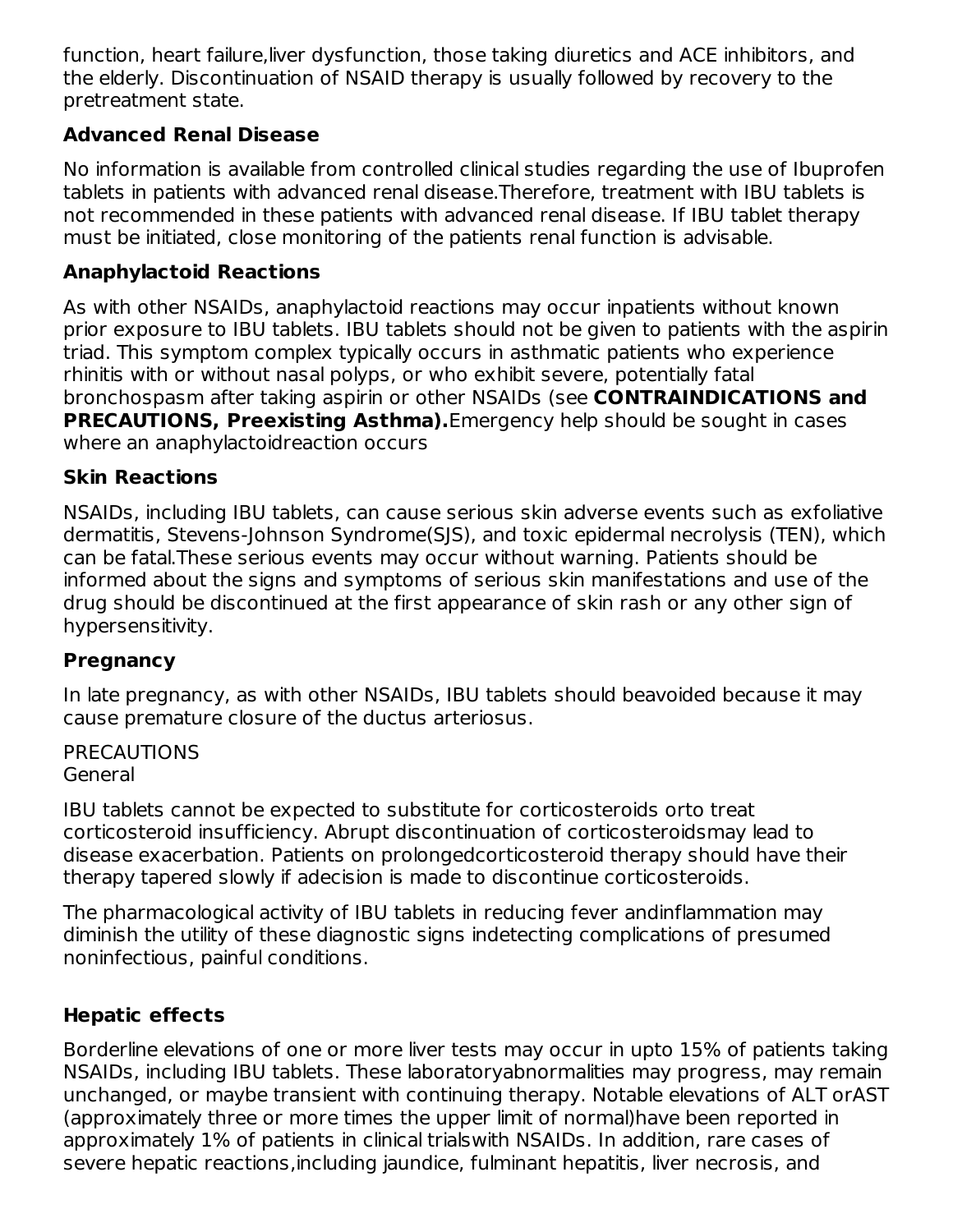function, heart failure,liver dysfunction, those taking diuretics and ACE inhibitors, and the elderly. Discontinuation of NSAID therapy is usually followed by recovery to the pretreatment state.

### Advanced Renal Disease

No information is available from controlled clinical studies regarding the use of Ibuprofen tablets in patients with advanced renal disease.Therefore, treatment with IBU tablets is not recommended in these patients with advanced renal disease. If IBU tablet therapy must be initiated, close monitoring of the patients renal function is advisable.

### Anaphylactoid Reactions

As with other NSAIDs, anaphylactoid reactions may occur inpatients without known prior exposure to IBU tablets. IBU tablets should not be given to patients with the aspirin triad. This symptom complex typically occurs in asthmatic patients who experience rhinitis with or without nasal polyps, or who exhibit severe, potentially fatal bronchospasm after taking aspirin or other NSAIDs (see **CONTRAINDICATIONS and PRECAUTIONS, Preexisting Asthma).**Emergency help should be sought in cases where an anaphylactoidreaction occurs

### Skin Reactions

NSAIDs, including IBU tablets, can cause serious skin adverse events such as exfoliative dermatitis, Stevens-Johnson Syndrome(SJS), and toxic epidermal necrolysis (TEN), which can be fatal.These serious events may occur without warning. Patients should be informed about the signs and symptoms of serious skin manifestations and use of the drug should be discontinued at the first appearance of skin rash or any other sign of hypersensitivity.

### Pregnancy

In late pregnancy, as with other NSAIDs, IBU tablets should beavoided because it may cause premature closure of the ductus arteriosus.

PRECAUTIONS
General

IBU tablets cannot be expected to substitute for corticosteroids orto treat corticosteroid insufficiency. Abrupt discontinuation of corticosteroidsmay lead to disease exacerbation. Patients on prolongedcorticosteroid therapy should have their therapy tapered slowly if adecision is made to discontinue corticosteroids.

The pharmacological activity of IBU tablets in reducing fever andinflammation may diminish the utility of these diagnostic signs indetecting complications of presumed noninfectious, painful conditions.

### Hepatic effects

Borderline elevations of one or more liver tests may occur in upto 15% of patients taking NSAIDs, including IBU tablets. These laboratoryabnormalities may progress, may remain unchanged, or maybe transient with continuing therapy. Notable elevations of ALT orAST (approximately three or more times the upper limit of normal)have been reported in approximately 1% of patients in clinical trialswith NSAIDs. In addition, rare cases of severe hepatic reactions,including jaundice, fulminant hepatitis, liver necrosis, and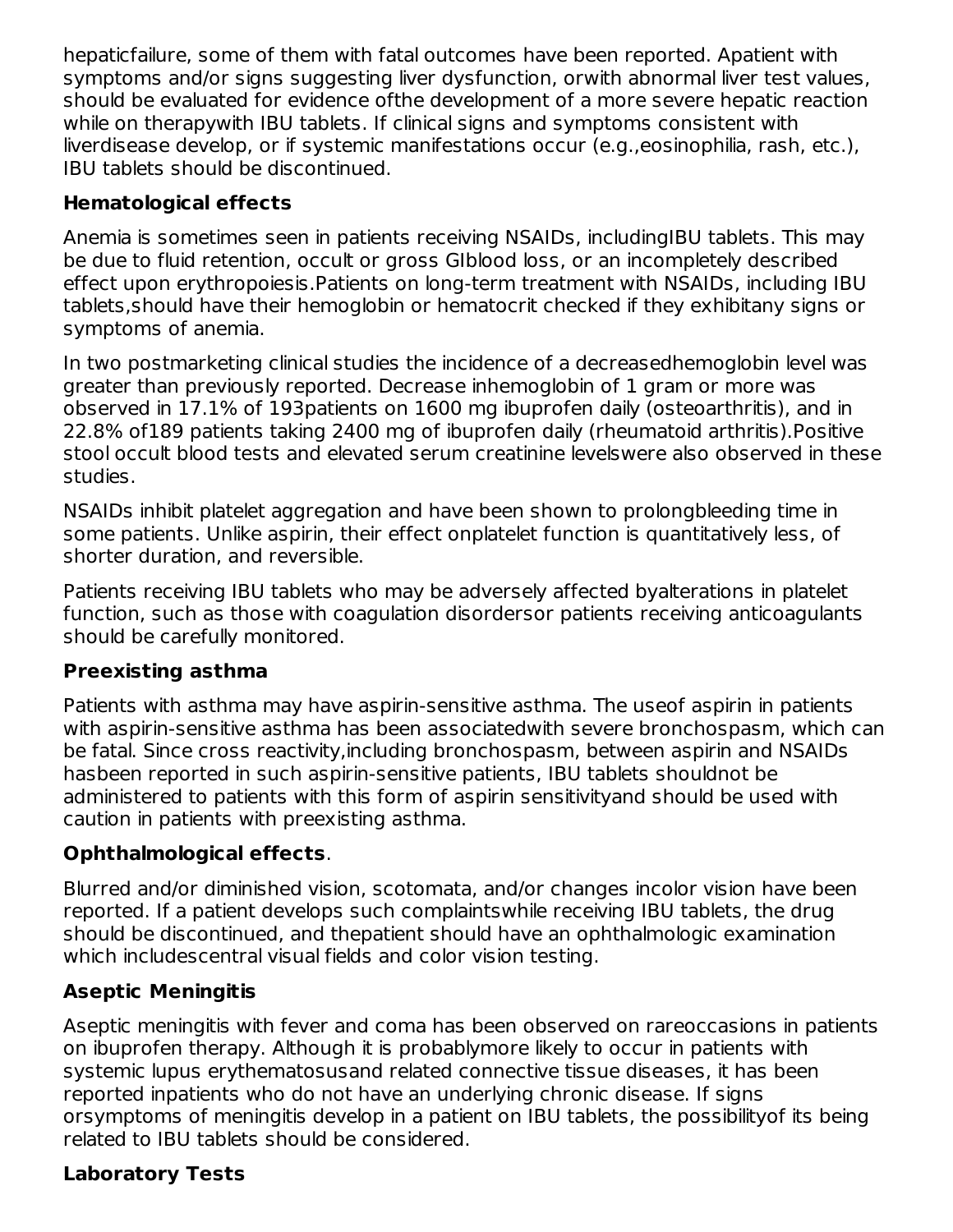hepaticfailure, some of them with fatal outcomes have been reported. Apatient with symptoms and/or signs suggesting liver dysfunction, orwith abnormal liver test values, should be evaluated for evidence ofthe development of a more severe hepatic reaction while on therapywith IBU tablets. If clinical signs and symptoms consistent with liverdisease develop, or if systemic manifestations occur (e.g.,eosinophilia, rash, etc.), IBU tablets should be discontinued.

**Hematological effects**

Anemia is sometimes seen in patients receiving NSAIDs, includingIBU tablets. This may be due to fluid retention, occult or gross GIblood loss, or an incompletely described effect upon erythropoiesis.Patients on long-term treatment with NSAIDs, including IBU tablets,should have their hemoglobin or hematocrit checked if they exhibitany signs or symptoms of anemia.

In two postmarketing clinical studies the incidence of a decreasedhemoglobin level was greater than previously reported. Decrease inhemoglobin of 1 gram or more was observed in 17.1% of 193patients on 1600 mg ibuprofen daily (osteoarthritis), and in 22.8% of189 patients taking 2400 mg of ibuprofen daily (rheumatoid arthritis).Positive stool occult blood tests and elevated serum creatinine levelswere also observed in these studies.

NSAIDs inhibit platelet aggregation and have been shown to prolongbleeding time in some patients. Unlike aspirin, their effect onplatelet function is quantitatively less, of shorter duration, and reversible.

Patients receiving IBU tablets who may be adversely affected byalterations in platelet function, such as those with coagulation disordersor patients receiving anticoagulants should be carefully monitored.

**Preexisting asthma**

Patients with asthma may have aspirin-sensitive asthma. The useof aspirin in patients with aspirin-sensitive asthma has been associatedwith severe bronchospasm, which can be fatal. Since cross reactivity,including bronchospasm, between aspirin and NSAIDs hasbeen reported in such aspirin-sensitive patients, IBU tablets shouldnot be administered to patients with this form of aspirin sensitivityand should be used with caution in patients with preexisting asthma.

**Ophthalmological effects**.

Blurred and/or diminished vision, scotomata, and/or changes incolor vision have been reported. If a patient develops such complaintswhile receiving IBU tablets, the drug should be discontinued, and thepatient should have an ophthalmologic examination which includescentral visual fields and color vision testing.

**Aseptic Meningitis**

Aseptic meningitis with fever and coma has been observed on rareoccasions in patients on ibuprofen therapy. Although it is probablymore likely to occur in patients with systemic lupus erythematosusand related connective tissue diseases, it has been reported inpatients who do not have an underlying chronic disease. If signs orsymptoms of meningitis develop in a patient on IBU tablets, the possibilityof its being related to IBU tablets should be considered.

**Laboratory Tests**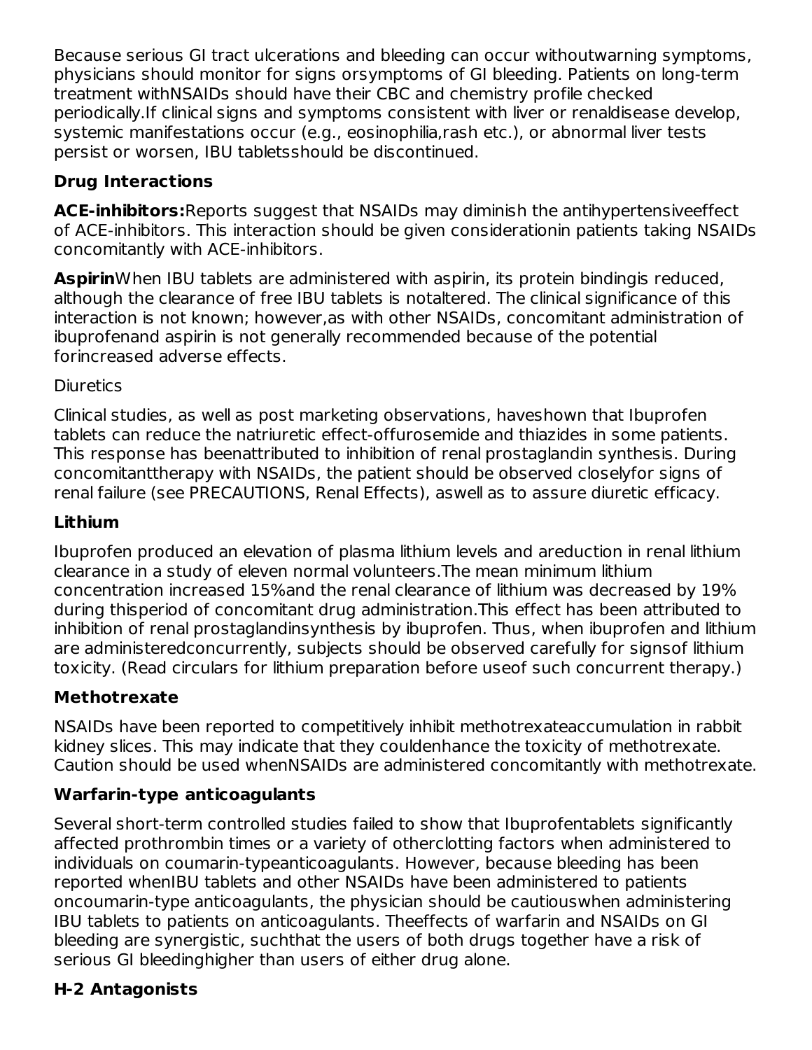Because serious GI tract ulcerations and bleeding can occur withoutwarning symptoms, physicians should monitor for signs orsymptoms of GI bleeding. Patients on long-term treatment withNSAIDs should have their CBC and chemistry profile checked periodically.If clinical signs and symptoms consistent with liver or renaldisease develop, systemic manifestations occur (e.g., eosinophilia,rash etc.), or abnormal liver tests persist or worsen, IBU tabletsshould be discontinued.

**Drug Interactions**

**ACE-inhibitors:**Reports suggest that NSAIDs may diminish the antihypertensiveeffect of ACE-inhibitors. This interaction should be given considerationin patients taking NSAIDs concomitantly with ACE-inhibitors.

**Aspirin**When IBU tablets are administered with aspirin, its protein bindingis reduced, although the clearance of free IBU tablets is notaltered. The clinical significance of this interaction is not known; however,as with other NSAIDs, concomitant administration of ibuprofenand aspirin is not generally recommended because of the potential forincreased adverse effects.

Diuretics

Clinical studies, as well as post marketing observations, haveshown that Ibuprofen tablets can reduce the natriuretic effect-offurosemide and thiazides in some patients. This response has beenattributed to inhibition of renal prostaglandin synthesis. During concomitanttherapy with NSAIDs, the patient should be observed closelyfor signs of renal failure (see PRECAUTIONS, Renal Effects), aswell as to assure diuretic efficacy.

**Lithium**

Ibuprofen produced an elevation of plasma lithium levels and areduction in renal lithium clearance in a study of eleven normal volunteers.The mean minimum lithium concentration increased 15%and the renal clearance of lithium was decreased by 19% during thisperiod of concomitant drug administration.This effect has been attributed to inhibition of renal prostaglandinsynthesis by ibuprofen. Thus, when ibuprofen and lithium are administeredconcurrently, subjects should be observed carefully for signsof lithium toxicity. (Read circulars for lithium preparation before useof such concurrent therapy.)

**Methotrexate**

NSAIDs have been reported to competitively inhibit methotrexateaccumulation in rabbit kidney slices. This may indicate that they couldenhance the toxicity of methotrexate. Caution should be used whenNSAIDs are administered concomitantly with methotrexate.

**Warfarin-type anticoagulants**

Several short-term controlled studies failed to show that Ibuprofentablets significantly affected prothrombin times or a variety of otherclotting factors when administered to individuals on coumarin-typeanticoagulants. However, because bleeding has been reported whenIBU tablets and other NSAIDs have been administered to patients oncoumarin-type anticoagulants, the physician should be cautiouswhen administering IBU tablets to patients on anticoagulants. Theeffects of warfarin and NSAIDs on GI bleeding are synergistic, suchthat the users of both drugs together have a risk of serious GI bleedinghigher than users of either drug alone.

**H-2 Antagonists**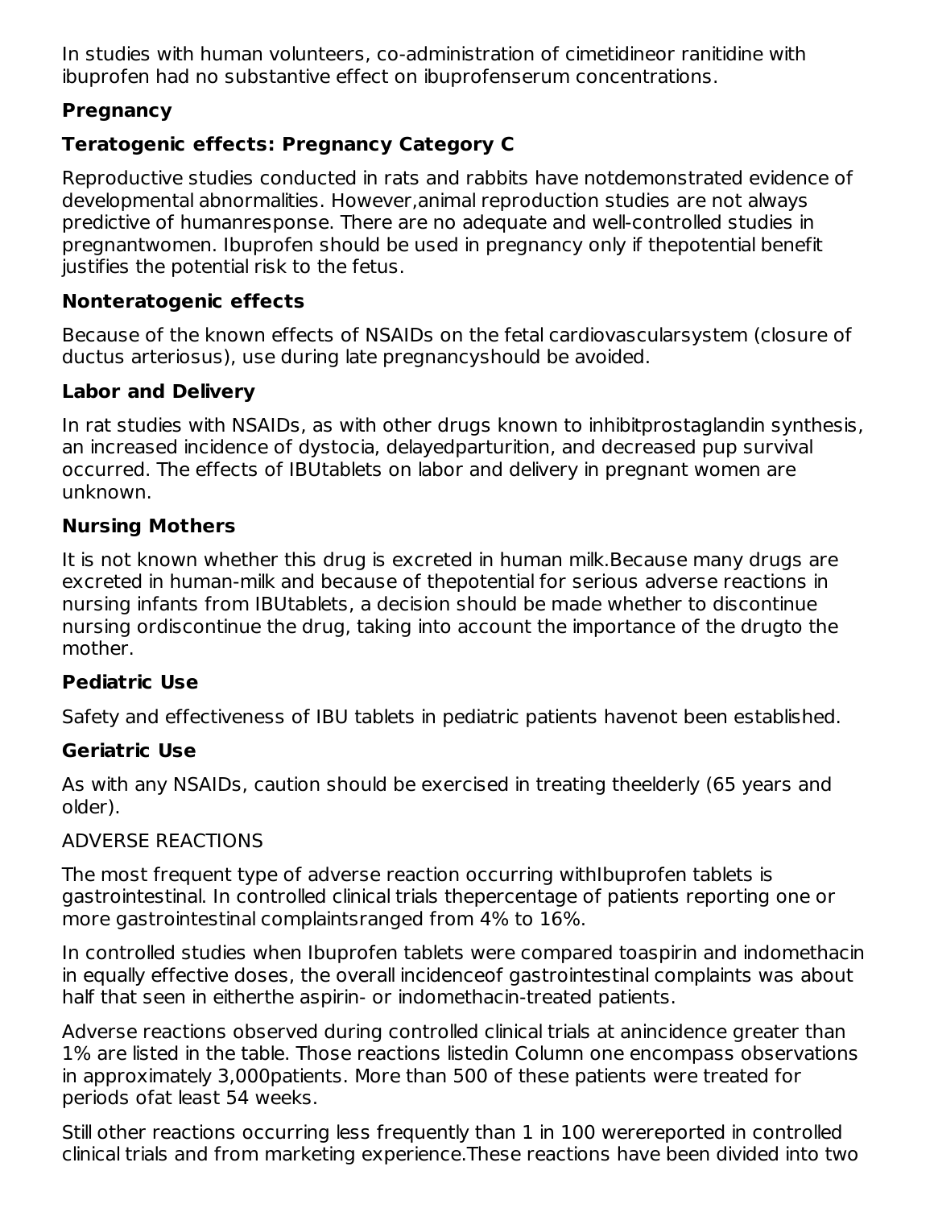In studies with human volunteers, co-administration of cimetidineor ranitidine with ibuprofen had no substantive effect on ibuprofenserum concentrations.

### Pregnancy

### Teratogenic effects: Pregnancy Category C

Reproductive studies conducted in rats and rabbits have notdemonstrated evidence of developmental abnormalities. However,animal reproduction studies are not always predictive of humanresponse. There are no adequate and well-controlled studies in pregnantwomen. Ibuprofen should be used in pregnancy only if thepotential benefit justifies the potential risk to the fetus.

### Nonteratogenic effects

Because of the known effects of NSAIDs on the fetal cardiovascularsystem (closure of ductus arteriosus), use during late pregnancyshould be avoided.

### Labor and Delivery

In rat studies with NSAIDs, as with other drugs known to inhibitprostaglandin synthesis, an increased incidence of dystocia, delayedparturition, and decreased pup survival occurred. The effects of IBUtablets on labor and delivery in pregnant women are unknown.

### Nursing Mothers

It is not known whether this drug is excreted in human milk.Because many drugs are excreted in human-milk and because of thepotential for serious adverse reactions in nursing infants from IBUtablets, a decision should be made whether to discontinue nursing ordiscontinue the drug, taking into account the importance of the drugto the mother.

### Pediatric Use

Safety and effectiveness of IBU tablets in pediatric patients havenot been established.

### Geriatric Use

As with any NSAIDs, caution should be exercised in treating theelderly (65 years and older).

ADVERSE REACTIONS

The most frequent type of adverse reaction occurring withIbuprofen tablets is gastrointestinal. In controlled clinical trials thepercentage of patients reporting one or more gastrointestinal complaintsranged from 4% to 16%.

In controlled studies when Ibuprofen tablets were compared toaspirin and indomethacin in equally effective doses, the overall incidenceof gastrointestinal complaints was about half that seen in eitherthe aspirin- or indomethacin-treated patients.

Adverse reactions observed during controlled clinical trials at anincidence greater than 1% are listed in the table. Those reactions listedin Column one encompass observations in approximately 3,000patients. More than 500 of these patients were treated for periods ofat least 54 weeks.

Still other reactions occurring less frequently than 1 in 100 werereported in controlled clinical trials and from marketing experience.These reactions have been divided into two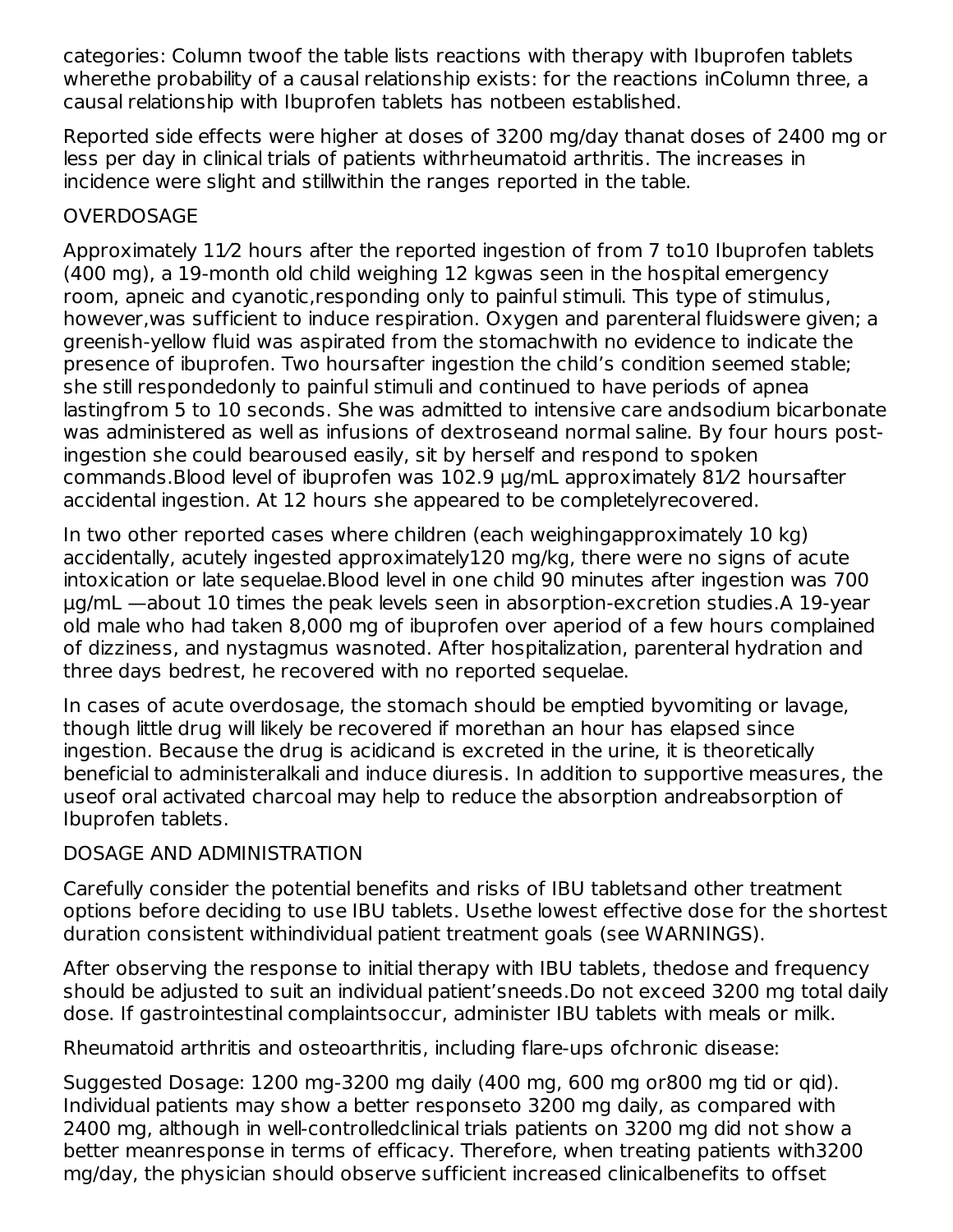categories: Column twoof the table lists reactions with therapy with Ibuprofen tablets wherethe probability of a causal relationship exists: for the reactions inColumn three, a causal relationship with Ibuprofen tablets has notbeen established.

Reported side effects were higher at doses of 3200 mg/day thanat doses of 2400 mg or less per day in clinical trials of patients withrheumatoid arthritis. The increases in incidence were slight and stillwithin the ranges reported in the table.

## OVERDOSAGE

Approximately 11⁄2 hours after the reported ingestion of from 7 to10 Ibuprofen tablets (400 mg), a 19-month old child weighing 12 kgwas seen in the hospital emergency room, apneic and cyanotic,responding only to painful stimuli. This type of stimulus, however,was sufficient to induce respiration. Oxygen and parenteral fluidswere given; a greenish-yellow fluid was aspirated from the stomachwith no evidence to indicate the presence of ibuprofen. Two hoursafter ingestion the child's condition seemed stable; she still respondedonly to painful stimuli and continued to have periods of apnea lastingfrom 5 to 10 seconds. She was admitted to intensive care andsodium bicarbonate was administered as well as infusions of dextroseand normal saline. By four hours post-ingestion she could bearoused easily, sit by herself and respond to spoken commands.Blood level of ibuprofen was 102.9 µg/mL approximately 81⁄2 hoursafter accidental ingestion. At 12 hours she appeared to be completelyrecovered.

In two other reported cases where children (each weighingapproximately 10 kg) accidentally, acutely ingested approximately120 mg/kg, there were no signs of acute intoxication or late sequelae.Blood level in one child 90 minutes after ingestion was 700 µg/mL —about 10 times the peak levels seen in absorption-excretion studies.A 19-year old male who had taken 8,000 mg of ibuprofen over aperiod of a few hours complained of dizziness, and nystagmus wasnoted. After hospitalization, parenteral hydration and three days bedrest, he recovered with no reported sequelae.

In cases of acute overdosage, the stomach should be emptied byvomiting or lavage, though little drug will likely be recovered if morethan an hour has elapsed since ingestion. Because the drug is acidicand is excreted in the urine, it is theoretically beneficial to administeralkali and induce diuresis. In addition to supportive measures, the useof oral activated charcoal may help to reduce the absorption andreabsorption of Ibuprofen tablets.

## DOSAGE AND ADMINISTRATION

Carefully consider the potential benefits and risks of IBU tabletsand other treatment options before deciding to use IBU tablets. Usethe lowest effective dose for the shortest duration consistent withindividual patient treatment goals (see WARNINGS).

After observing the response to initial therapy with IBU tablets, thedose and frequency should be adjusted to suit an individual patient'sneeds.Do not exceed 3200 mg total daily dose. If gastrointestinal complaintsoccur, administer IBU tablets with meals or milk.

Rheumatoid arthritis and osteoarthritis, including flare-ups ofchronic disease:

Suggested Dosage: 1200 mg-3200 mg daily (400 mg, 600 mg or800 mg tid or qid). Individual patients may show a better responseto 3200 mg daily, as compared with 2400 mg, although in well-controlledclinical trials patients on 3200 mg did not show a better meanresponse in terms of efficacy. Therefore, when treating patients with3200 mg/day, the physician should observe sufficient increased clinicalbenefits to offset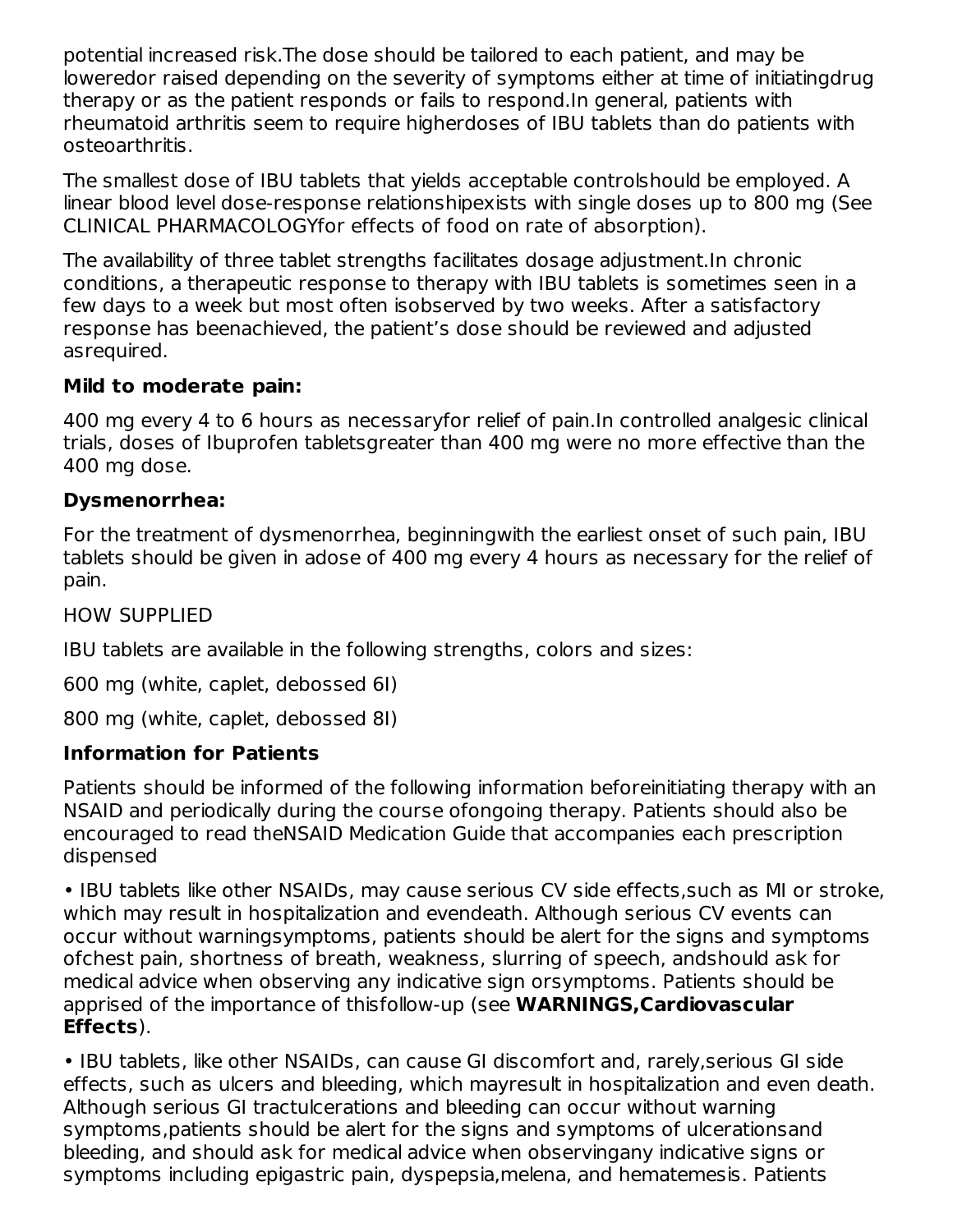potential increased risk.The dose should be tailored to each patient, and may be loweredor raised depending on the severity of symptoms either at time of initiatingdrug therapy or as the patient responds or fails to respond.In general, patients with rheumatoid arthritis seem to require higherdoses of IBU tablets than do patients with osteoarthritis.

The smallest dose of IBU tablets that yields acceptable controlshould be employed. A linear blood level dose-response relationshipexists with single doses up to 800 mg (See CLINICAL PHARMACOLOGYfor effects of food on rate of absorption).

The availability of three tablet strengths facilitates dosage adjustment.In chronic conditions, a therapeutic response to therapy with IBU tablets is sometimes seen in a few days to a week but most often isobserved by two weeks. After a satisfactory response has beenachieved, the patient's dose should be reviewed and adjusted asrequired.

**Mild to moderate pain:**

400 mg every 4 to 6 hours as necessaryfor relief of pain.In controlled analgesic clinical trials, doses of Ibuprofen tabletsgreater than 400 mg were no more effective than the 400 mg dose.

**Dysmenorrhea:**

For the treatment of dysmenorrhea, beginningwith the earliest onset of such pain, IBU tablets should be given in adose of 400 mg every 4 hours as necessary for the relief of pain.

HOW SUPPLIED

IBU tablets are available in the following strengths, colors and sizes:

600 mg (white, caplet, debossed 6I)

800 mg (white, caplet, debossed 8I)

**Information for Patients**

Patients should be informed of the following information beforeinitiating therapy with an NSAID and periodically during the course ofongoing therapy. Patients should also be encouraged to read theNSAID Medication Guide that accompanies each prescription dispensed

• IBU tablets like other NSAIDs, may cause serious CV side effects,such as MI or stroke, which may result in hospitalization and evendeath. Although serious CV events can occur without warningsymptoms, patients should be alert for the signs and symptoms ofchest pain, shortness of breath, weakness, slurring of speech, andshould ask for medical advice when observing any indicative sign orsymptoms. Patients should be apprised of the importance of thisfollow-up (see **WARNINGS,Cardiovascular Effects**).

• IBU tablets, like other NSAIDs, can cause GI discomfort and, rarely,serious GI side effects, such as ulcers and bleeding, which mayresult in hospitalization and even death. Although serious GI tractulcerations and bleeding can occur without warning symptoms,patients should be alert for the signs and symptoms of ulcerationsand bleeding, and should ask for medical advice when observingany indicative signs or symptoms including epigastric pain, dyspepsia,melena, and hematemesis. Patients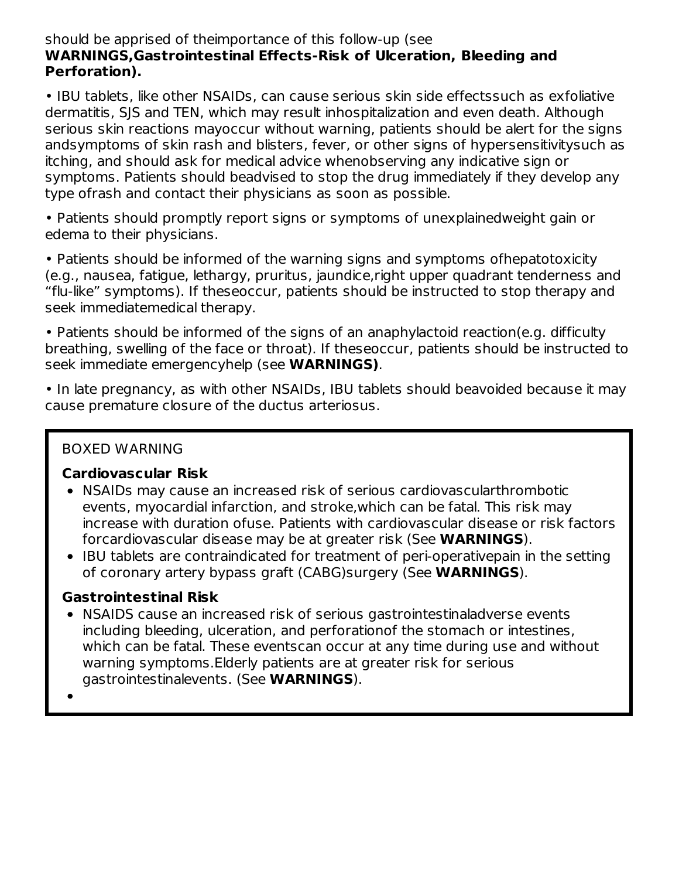should be apprised of theimportance of this follow-up (see **WARNINGS,Gastrointestinal Effects-Risk of Ulceration, Bleeding and Perforation).**

• IBU tablets, like other NSAIDs, can cause serious skin side effectssuch as exfoliative dermatitis, SJS and TEN, which may result inhospitalization and even death. Although serious skin reactions mayoccur without warning, patients should be alert for the signs andsymptoms of skin rash and blisters, fever, or other signs of hypersensitivitysuch as itching, and should ask for medical advice whenobserving any indicative sign or symptoms. Patients should beadvised to stop the drug immediately if they develop any type ofrash and contact their physicians as soon as possible.

• Patients should promptly report signs or symptoms of unexplainedweight gain or edema to their physicians.

• Patients should be informed of the warning signs and symptoms ofhepatotoxicity (e.g., nausea, fatigue, lethargy, pruritus, jaundice,right upper quadrant tenderness and "flu-like" symptoms). If theseoccur, patients should be instructed to stop therapy and seek immediatemedical therapy.

• Patients should be informed of the signs of an anaphylactoid reaction(e.g. difficulty breathing, swelling of the face or throat). If theseoccur, patients should be instructed to seek immediate emergencyhelp (see **WARNINGS)**.

• In late pregnancy, as with other NSAIDs, IBU tablets should beavoided because it may cause premature closure of the ductus arteriosus.

BOXED WARNING

**Cardiovascular Risk**

- NSAIDs may cause an increased risk of serious cardiovascularthrombotic events, myocardial infarction, and stroke,which can be fatal. This risk may increase with duration ofuse. Patients with cardiovascular disease or risk factors forcardiovascular disease may be at greater risk (See **WARNINGS**).
- IBU tablets are contraindicated for treatment of peri-operativepain in the setting of coronary artery bypass graft (CABG)surgery (See **WARNINGS**).

**Gastrointestinal Risk**

- NSAIDS cause an increased risk of serious gastrointestinaladverse events including bleeding, ulceration, and perforationof the stomach or intestines, which can be fatal. These eventscan occur at any time during use and without warning symptoms.Elderly patients are at greater risk for serious gastrointestinalevents. (See **WARNINGS**).
-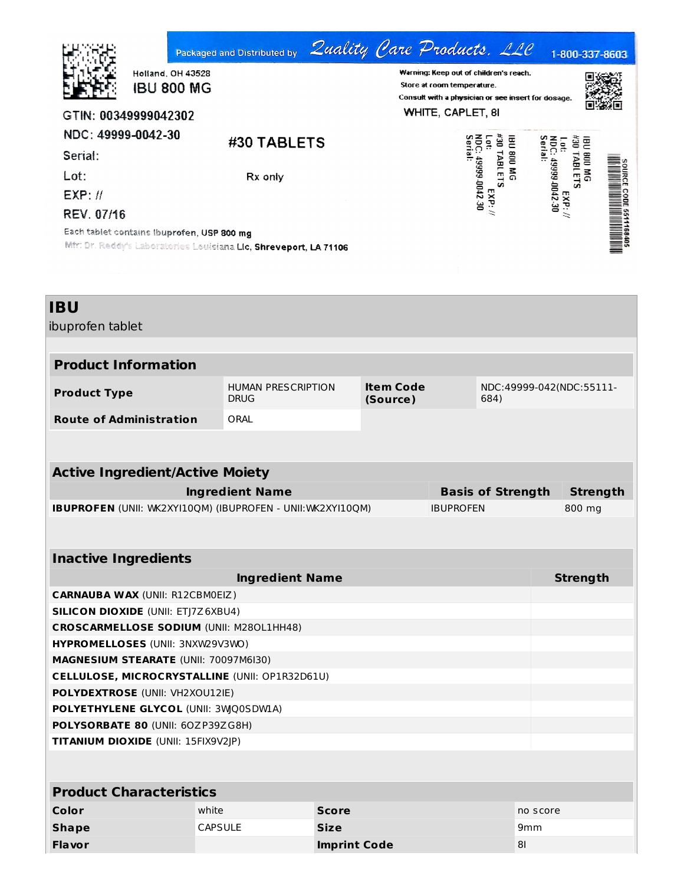Packaged and Distributed by Quality Care Products, LLC 1-800-337-8603

Holland, OH 43528

IBU 800 MG

Warning: Keep out of children's reach.

Store at room temperature.

Consult with a physician or see insert for dosage.

WHITE, CAPLET, 8I

GTIN: 00349999042302

NDC: 49999-0042-30

#30 TABLETS

Serial:

Lot:

Rx only

EXP: //

REV. 07/16

Each tablet contains Ibuprofen, USP 800 mg

Mfr: Dr. Reddy's Laboratories Louisiana Llc, Shreveport, LA 71106

IBU 800 MG
#30 TABLETS
Lot:
EXP: //
NDC: 49999-0042-30
Serial:

IBU 800 MG
#30 TABLETS
Lot:
EXP: //
NDC: 49999-0042-30
Serial:

SOURCE CODE 55111168405

# IBU

ibuprofen tablet

## Product Information

| Product Type | HUMAN PRESCRIPTION DRUG | Item Code (Source) | NDC:49999-042(NDC:55111-684) |
|---|---|---|---|
| Route of Administration | ORAL | | |

## Active Ingredient/Active Moiety

| Ingredient Name | Basis of Strength | Strength |
|---|---|---|
| **IBUPROFEN** (UNII: WK2XYI10QM) (IBUPROFEN - UNII:WK2XYI10QM) | IBUPROFEN | 800 mg |

## Inactive Ingredients

| Ingredient Name | Strength |
|---|---|
| **CARNAUBA WAX** (UNII: R12CBM0EIZ) | |
| **SILICON DIOXIDE** (UNII: ETJ7Z6XBU4) | |
| **CROSCARMELLOSE SODIUM** (UNII: M28OL1HH48) | |
| **HYPROMELLOSES** (UNII: 3NXW29V3WO) | |
| **MAGNESIUM STEARATE** (UNII: 70097M6I30) | |
| **CELLULOSE, MICROCRYSTALLINE** (UNII: OP1R32D61U) | |
| **POLYDEXTROSE** (UNII: VH2XOU12IE) | |
| **POLYETHYLENE GLYCOL** (UNII: 3WJQ0SDW1A) | |
| **POLYSORBATE 80** (UNII: 6OZP39ZG8H) | |
| **TITANIUM DIOXIDE** (UNII: 15FIX9V2JP) | |

## Product Characteristics

| Color | white | Score | no score |
|---|---|---|---|
| Shape | CAPSULE | Size | 9mm |
| Flavor | | Imprint Code | 8I |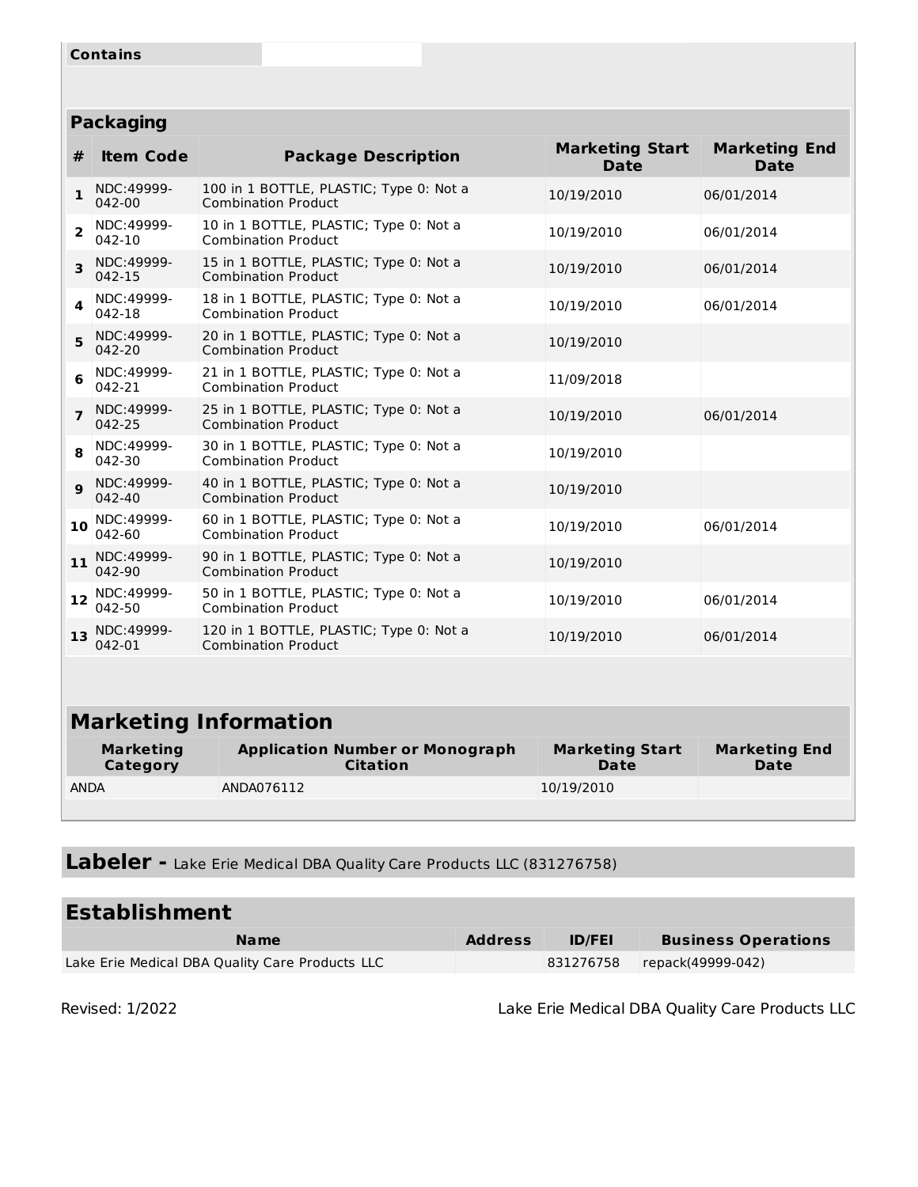| Contains | |
|---|---|

## Packaging

| # | Item Code | Package Description | Marketing Start Date | Marketing End Date |
|---|---|---|---|---|
| 1 | NDC:49999-042-00 | 100 in 1 BOTTLE, PLASTIC; Type 0: Not a Combination Product | 10/19/2010 | 06/01/2014 |
| 2 | NDC:49999-042-10 | 10 in 1 BOTTLE, PLASTIC; Type 0: Not a Combination Product | 10/19/2010 | 06/01/2014 |
| 3 | NDC:49999-042-15 | 15 in 1 BOTTLE, PLASTIC; Type 0: Not a Combination Product | 10/19/2010 | 06/01/2014 |
| 4 | NDC:49999-042-18 | 18 in 1 BOTTLE, PLASTIC; Type 0: Not a Combination Product | 10/19/2010 | 06/01/2014 |
| 5 | NDC:49999-042-20 | 20 in 1 BOTTLE, PLASTIC; Type 0: Not a Combination Product | 10/19/2010 | |
| 6 | NDC:49999-042-21 | 21 in 1 BOTTLE, PLASTIC; Type 0: Not a Combination Product | 11/09/2018 | |
| 7 | NDC:49999-042-25 | 25 in 1 BOTTLE, PLASTIC; Type 0: Not a Combination Product | 10/19/2010 | 06/01/2014 |
| 8 | NDC:49999-042-30 | 30 in 1 BOTTLE, PLASTIC; Type 0: Not a Combination Product | 10/19/2010 | |
| 9 | NDC:49999-042-40 | 40 in 1 BOTTLE, PLASTIC; Type 0: Not a Combination Product | 10/19/2010 | |
| 10 | NDC:49999-042-60 | 60 in 1 BOTTLE, PLASTIC; Type 0: Not a Combination Product | 10/19/2010 | 06/01/2014 |
| 11 | NDC:49999-042-90 | 90 in 1 BOTTLE, PLASTIC; Type 0: Not a Combination Product | 10/19/2010 | |
| 12 | NDC:49999-042-50 | 50 in 1 BOTTLE, PLASTIC; Type 0: Not a Combination Product | 10/19/2010 | 06/01/2014 |
| 13 | NDC:49999-042-01 | 120 in 1 BOTTLE, PLASTIC; Type 0: Not a Combination Product | 10/19/2010 | 06/01/2014 |

## Marketing Information

| Marketing Category | Application Number or Monograph Citation | Marketing Start Date | Marketing End Date |
|---|---|---|---|
| ANDA | ANDA076112 | 10/19/2010 | |

## Labeler - Lake Erie Medical DBA Quality Care Products LLC (831276758)

## Establishment

| Name | Address | ID/FEI | Business Operations |
|---|---|---|---|
| Lake Erie Medical DBA Quality Care Products LLC | | 831276758 | repack(49999-042) |

Revised: 1/2022

Lake Erie Medical DBA Quality Care Products LLC